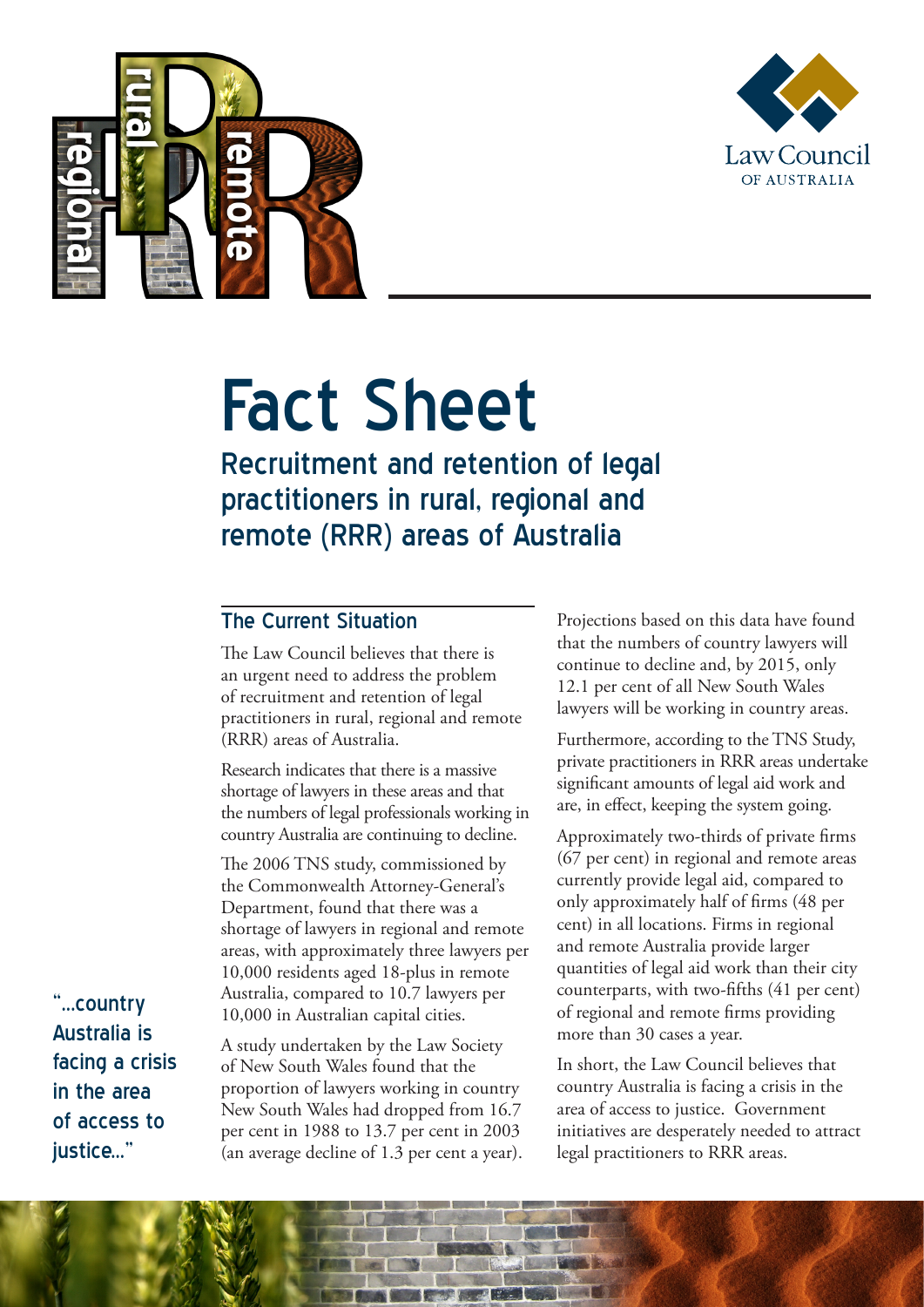# Fact Sheet

## Recruitment and retention of legal practitioners in rural, regional and remote (RRR) areas of Australia

### The Current Situation

The Law Council believes that there is an urgent need to address the problem of recruitment and retention of legal practitioners in rural, regional and remote (RRR) areas of Australia.

Research indicates that there is a massive shortage of lawyers in these areas and that the numbers of legal professionals working in country Australia are continuing to decline.

The 2006 TNS study, commissioned by the Commonwealth Attorney-General's Department, found that there was a shortage of lawyers in regional and remote areas, with approximately three lawyers per 10,000 residents aged 18-plus in remote Australia, compared to 10.7 lawyers per 10,000 in Australian capital cities.

A study undertaken by the Law Society of New South Wales found that the proportion of lawyers working in country New South Wales had dropped from 16.7 per cent in 1988 to 13.7 per cent in 2003 (an average decline of 1.3 per cent a year).

Projections based on this data have found that the numbers of country lawyers will continue to decline and, by 2015, only 12.1 per cent of all New South Wales lawyers will be working in country areas.

Furthermore, according to the TNS Study, private practitioners in RRR areas undertake significant amounts of legal aid work and are, in effect, keeping the system going.

Approximately two-thirds of private firms (67 per cent) in regional and remote areas currently provide legal aid, compared to only approximately half of firms (48 per cent) in all locations. Firms in regional and remote Australia provide larger quantities of legal aid work than their city counterparts, with two-fifths (41 per cent) of regional and remote firms providing more than 30 cases a year.

In short, the Law Council believes that country Australia is facing a crisis in the area of access to justice. Government initiatives are desperately needed to attract legal practitioners to RRR areas.

"...country Australia is facing a crisis in the area of access to justice..."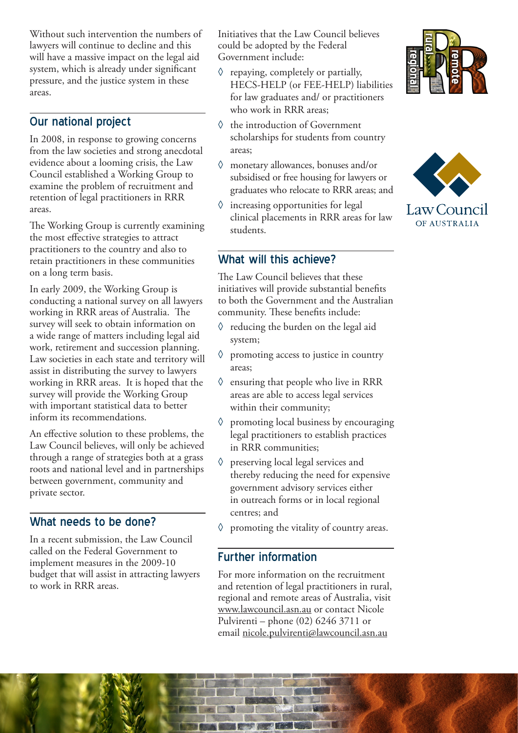Without such intervention the numbers of lawyers will continue to decline and this will have a massive impact on the legal aid system, which is already under significant pressure, and the justice system in these areas.

## Our national project

In 2008, in response to growing concerns from the law societies and strong anecdotal evidence about a looming crisis, the Law Council established a Working Group to examine the problem of recruitment and retention of legal practitioners in RRR areas.

The Working Group is currently examining the most effective strategies to attract practitioners to the country and also to retain practitioners in these communities on a long term basis.

In early 2009, the Working Group is conducting a national survey on all lawyers working in RRR areas of Australia. The survey will seek to obtain information on a wide range of matters including legal aid work, retirement and succession planning. Law societies in each state and territory will assist in distributing the survey to lawyers working in RRR areas. It is hoped that the survey will provide the Working Group with important statistical data to better inform its recommendations.

An effective solution to these problems, the Law Council believes, will only be achieved through a range of strategies both at a grass roots and national level and in partnerships between government, community and private sector.

## What needs to be done?

In a recent submission, the Law Council called on the Federal Government to implement measures in the 2009-10 budget that will assist in attracting lawyers to work in RRR areas.

Initiatives that the Law Council believes could be adopted by the Federal Government include:

- repaying, completely or partially, HECS-HELP (or FEE-HELP) liabilities for law graduates and/ or practitioners who work in RRR areas;
- the introduction of Government scholarships for students from country areas;
- monetary allowances, bonuses and/or subsidised or free housing for lawyers or graduates who relocate to RRR areas; and
- increasing opportunities for legal clinical placements in RRR areas for law students.

## What will this achieve?

The Law Council believes that these initiatives will provide substantial benefits to both the Government and the Australian community. These benefits include:

- reducing the burden on the legal aid system;
- promoting access to justice in country areas;
- ensuring that people who live in RRR areas are able to access legal services within their community;
- promoting local business by encouraging legal practitioners to establish practices in RRR communities;
- preserving local legal services and thereby reducing the need for expensive government advisory services either in outreach forms or in local regional centres; and
- promoting the vitality of country areas.

## Further information

For more information on the recruitment and retention of legal practitioners in rural, regional and remote areas of Australia, visit www.lawcouncil.asn.au or contact Nicole Pulvirenti – phone (02) 6246 3711 or email nicole.pulvirenti@lawcouncil.asn.au